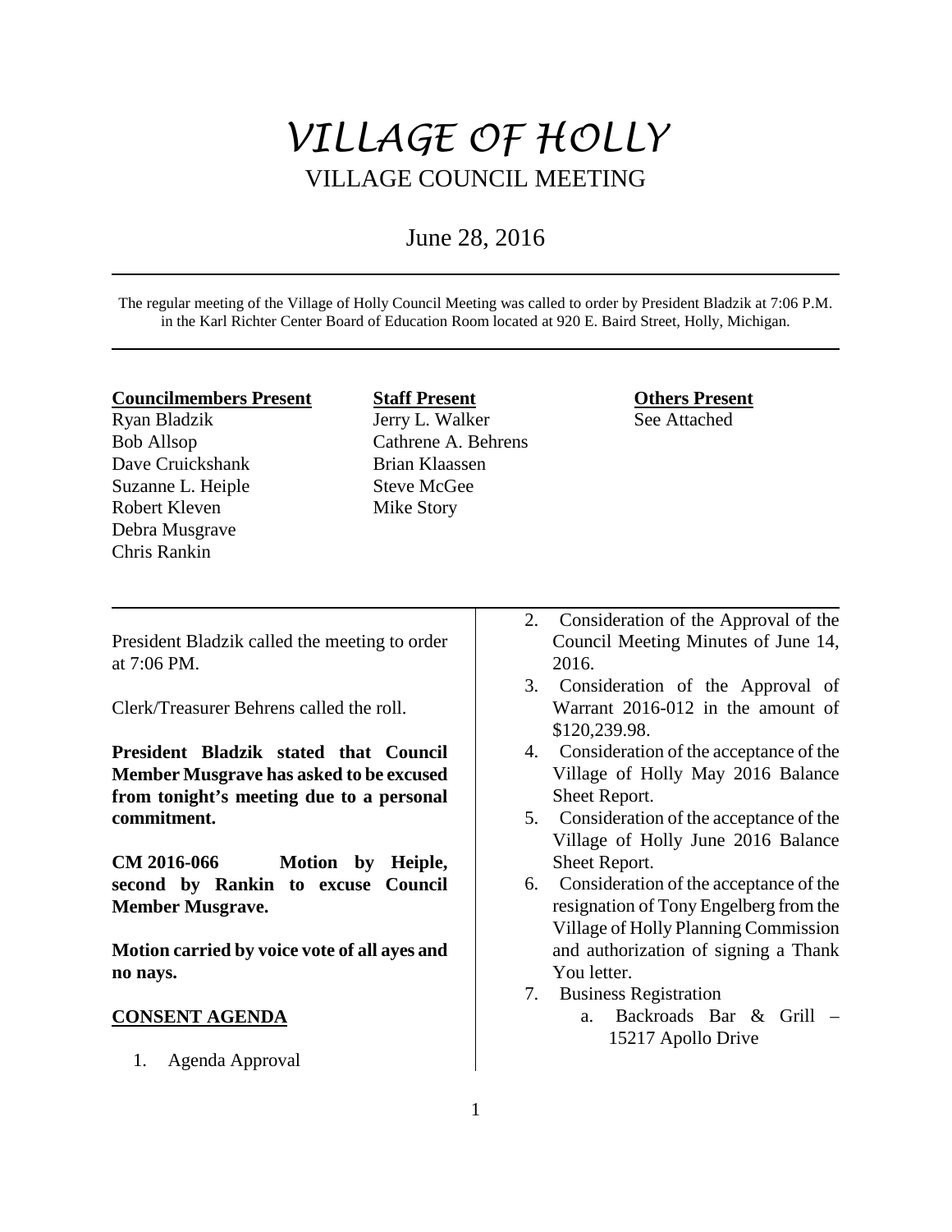# VILLAGE OF HOLLY

## VILLAGE COUNCIL MEETING

June 28, 2016

The regular meeting of the Village of Holly Council Meeting was called to order by President Bladzik at 7:06 P.M. in the Karl Richter Center Board of Education Room located at 920 E. Baird Street, Holly, Michigan.

| **Councilmembers Present** | **Staff Present** | **Others Present** |
|---|---|---|
| Ryan Bladzik | Jerry L. Walker | See Attached |
| Bob Allsop | Cathrene A. Behrens | |
| Dave Cruickshank | Brian Klaassen | |
| Suzanne L. Heiple | Steve McGee | |
| Robert Kleven | Mike Story | |
| Debra Musgrave | | |
| Chris Rankin | | |

President Bladzik called the meeting to order at 7:06 PM.

Clerk/Treasurer Behrens called the roll.

**President Bladzik stated that Council Member Musgrave has asked to be excused from tonight's meeting due to a personal commitment.**

**CM 2016-066 Motion by Heiple, second by Rankin to excuse Council Member Musgrave.**

**Motion carried by voice vote of all ayes and no nays.**

**CONSENT AGENDA**

1. Agenda Approval
2. Consideration of the Approval of the Council Meeting Minutes of June 14, 2016.
3. Consideration of the Approval of Warrant 2016-012 in the amount of $120,239.98.
4. Consideration of the acceptance of the Village of Holly May 2016 Balance Sheet Report.
5. Consideration of the acceptance of the Village of Holly June 2016 Balance Sheet Report.
6. Consideration of the acceptance of the resignation of Tony Engelberg from the Village of Holly Planning Commission and authorization of signing a Thank You letter.
7. Business Registration
   a. Backroads Bar & Grill – 15217 Apollo Drive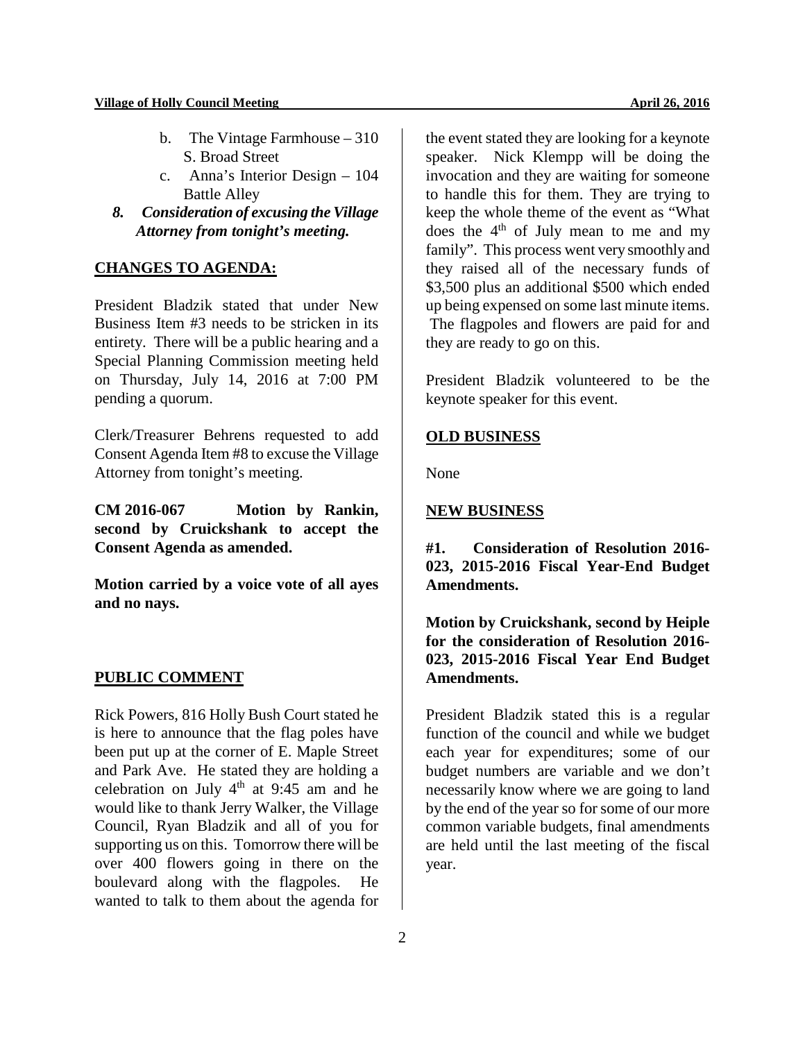b. The Vintage Farmhouse – 310 S. Broad Street

c. Anna's Interior Design – 104 Battle Alley

***8. Consideration of excusing the Village Attorney from tonight's meeting.***

## CHANGES TO AGENDA:

President Bladzik stated that under New Business Item #3 needs to be stricken in its entirety. There will be a public hearing and a Special Planning Commission meeting held on Thursday, July 14, 2016 at 7:00 PM pending a quorum.

Clerk/Treasurer Behrens requested to add Consent Agenda Item #8 to excuse the Village Attorney from tonight's meeting.

**CM 2016-067 Motion by Rankin, second by Cruickshank to accept the Consent Agenda as amended.**

**Motion carried by a voice vote of all ayes and no nays.**

## PUBLIC COMMENT

Rick Powers, 816 Holly Bush Court stated he is here to announce that the flag poles have been put up at the corner of E. Maple Street and Park Ave. He stated they are holding a celebration on July 4th at 9:45 am and he would like to thank Jerry Walker, the Village Council, Ryan Bladzik and all of you for supporting us on this. Tomorrow there will be over 400 flowers going in there on the boulevard along with the flagpoles. He wanted to talk to them about the agenda for the event stated they are looking for a keynote speaker. Nick Klempp will be doing the invocation and they are waiting for someone to handle this for them. They are trying to keep the whole theme of the event as "What does the 4th of July mean to me and my family". This process went very smoothly and they raised all of the necessary funds of $3,500 plus an additional $500 which ended up being expensed on some last minute items. The flagpoles and flowers are paid for and they are ready to go on this.

President Bladzik volunteered to be the keynote speaker for this event.

## OLD BUSINESS

None

## NEW BUSINESS

**#1. Consideration of Resolution 2016-023, 2015-2016 Fiscal Year-End Budget Amendments.**

**Motion by Cruickshank, second by Heiple for the consideration of Resolution 2016-023, 2015-2016 Fiscal Year End Budget Amendments.**

President Bladzik stated this is a regular function of the council and while we budget each year for expenditures; some of our budget numbers are variable and we don't necessarily know where we are going to land by the end of the year so for some of our more common variable budgets, final amendments are held until the last meeting of the fiscal year.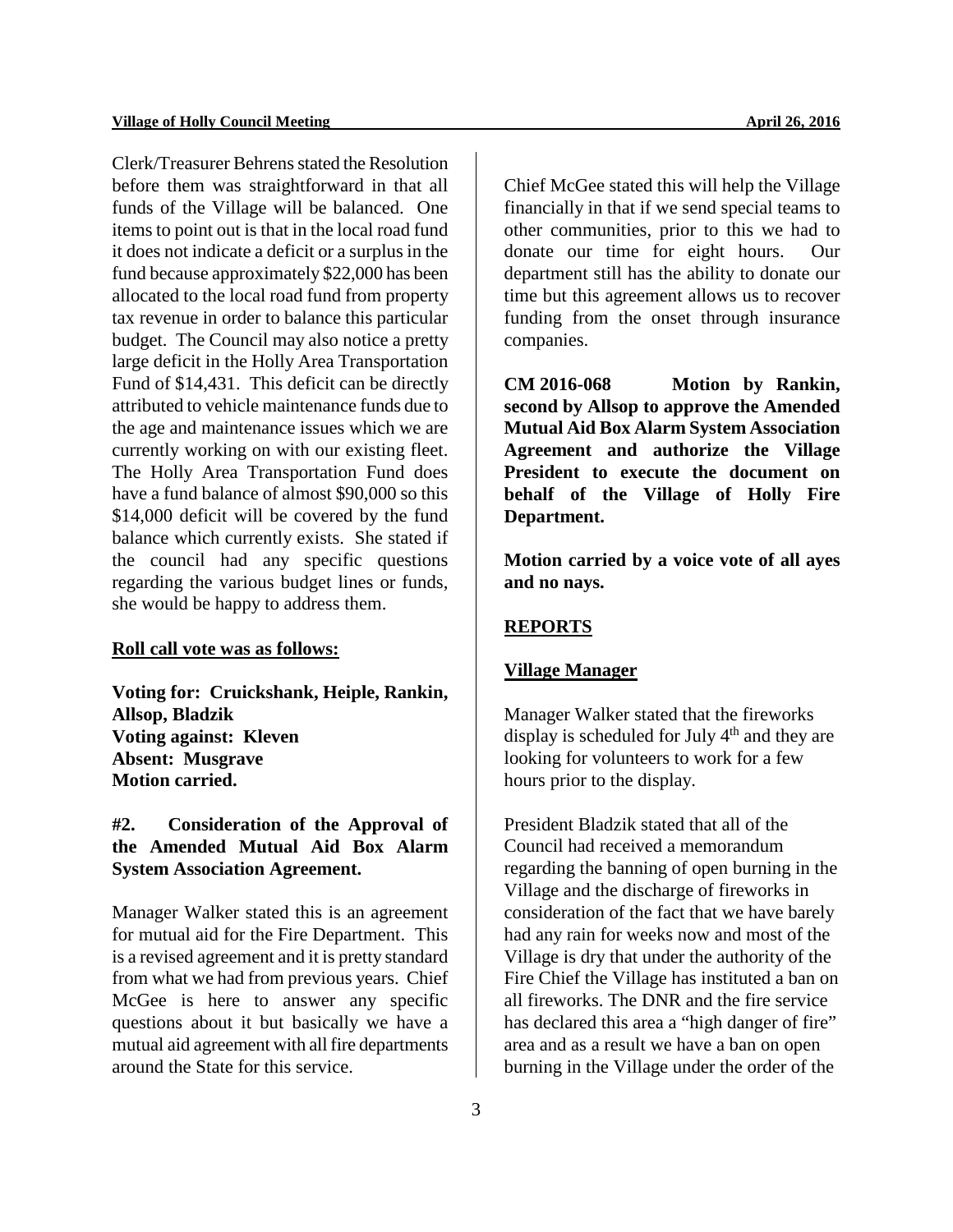Clerk/Treasurer Behrens stated the Resolution before them was straightforward in that all funds of the Village will be balanced. One items to point out is that in the local road fund it does not indicate a deficit or a surplus in the fund because approximately $22,000 has been allocated to the local road fund from property tax revenue in order to balance this particular budget. The Council may also notice a pretty large deficit in the Holly Area Transportation Fund of $14,431. This deficit can be directly attributed to vehicle maintenance funds due to the age and maintenance issues which we are currently working on with our existing fleet. The Holly Area Transportation Fund does have a fund balance of almost $90,000 so this $14,000 deficit will be covered by the fund balance which currently exists. She stated if the council had any specific questions regarding the various budget lines or funds, she would be happy to address them.

**Roll call vote was as follows:**

**Voting for: Cruickshank, Heiple, Rankin, Allsop, Bladzik**
**Voting against: Kleven**
**Absent: Musgrave**
**Motion carried.**

**#2. Consideration of the Approval of the Amended Mutual Aid Box Alarm System Association Agreement.**

Manager Walker stated this is an agreement for mutual aid for the Fire Department. This is a revised agreement and it is pretty standard from what we had from previous years. Chief McGee is here to answer any specific questions about it but basically we have a mutual aid agreement with all fire departments around the State for this service.

Chief McGee stated this will help the Village financially in that if we send special teams to other communities, prior to this we had to donate our time for eight hours. Our department still has the ability to donate our time but this agreement allows us to recover funding from the onset through insurance companies.

**CM 2016-068 Motion by Rankin, second by Allsop to approve the Amended Mutual Aid Box Alarm System Association Agreement and authorize the Village President to execute the document on behalf of the Village of Holly Fire Department.**

**Motion carried by a voice vote of all ayes and no nays.**

## REPORTS

### Village Manager

Manager Walker stated that the fireworks display is scheduled for July 4th and they are looking for volunteers to work for a few hours prior to the display.

President Bladzik stated that all of the Council had received a memorandum regarding the banning of open burning in the Village and the discharge of fireworks in consideration of the fact that we have barely had any rain for weeks now and most of the Village is dry that under the authority of the Fire Chief the Village has instituted a ban on all fireworks. The DNR and the fire service has declared this area a "high danger of fire" area and as a result we have a ban on open burning in the Village under the order of the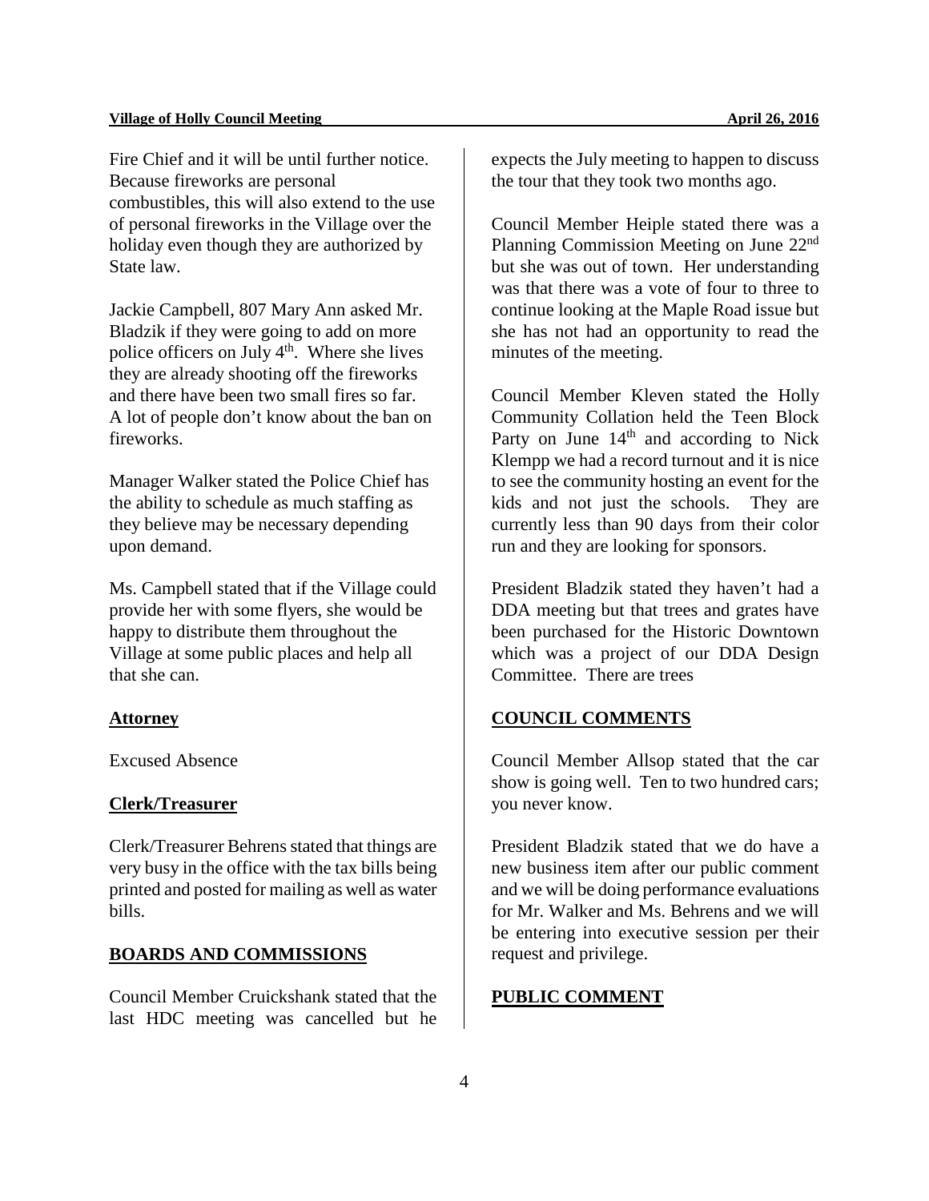Fire Chief and it will be until further notice. Because fireworks are personal combustibles, this will also extend to the use of personal fireworks in the Village over the holiday even though they are authorized by State law.

Jackie Campbell, 807 Mary Ann asked Mr. Bladzik if they were going to add on more police officers on July 4th. Where she lives they are already shooting off the fireworks and there have been two small fires so far. A lot of people don't know about the ban on fireworks.

Manager Walker stated the Police Chief has the ability to schedule as much staffing as they believe may be necessary depending upon demand.

Ms. Campbell stated that if the Village could provide her with some flyers, she would be happy to distribute them throughout the Village at some public places and help all that she can.

**Attorney**

Excused Absence

**Clerk/Treasurer**

Clerk/Treasurer Behrens stated that things are very busy in the office with the tax bills being printed and posted for mailing as well as water bills.

**BOARDS AND COMMISSIONS**

Council Member Cruickshank stated that the last HDC meeting was cancelled but he expects the July meeting to happen to discuss the tour that they took two months ago.

Council Member Heiple stated there was a Planning Commission Meeting on June 22nd but she was out of town. Her understanding was that there was a vote of four to three to continue looking at the Maple Road issue but she has not had an opportunity to read the minutes of the meeting.

Council Member Kleven stated the Holly Community Collation held the Teen Block Party on June 14th and according to Nick Klempp we had a record turnout and it is nice to see the community hosting an event for the kids and not just the schools. They are currently less than 90 days from their color run and they are looking for sponsors.

President Bladzik stated they haven't had a DDA meeting but that trees and grates have been purchased for the Historic Downtown which was a project of our DDA Design Committee. There are trees

**COUNCIL COMMENTS**

Council Member Allsop stated that the car show is going well. Ten to two hundred cars; you never know.

President Bladzik stated that we do have a new business item after our public comment and we will be doing performance evaluations for Mr. Walker and Ms. Behrens and we will be entering into executive session per their request and privilege.

**PUBLIC COMMENT**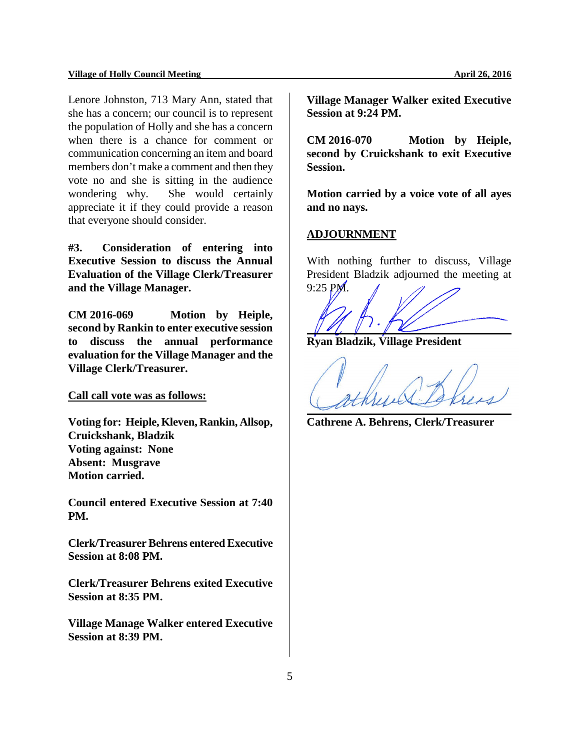Lenore Johnston, 713 Mary Ann, stated that she has a concern; our council is to represent the population of Holly and she has a concern when there is a chance for comment or communication concerning an item and board members don't make a comment and then they vote no and she is sitting in the audience wondering why. She would certainly appreciate it if they could provide a reason that everyone should consider.

**#3. Consideration of entering into Executive Session to discuss the Annual Evaluation of the Village Clerk/Treasurer and the Village Manager.**

**CM 2016-069 Motion by Heiple, second by Rankin to enter executive session to discuss the annual performance evaluation for the Village Manager and the Village Clerk/Treasurer.**

**Call call vote was as follows:**

**Voting for: Heiple, Kleven, Rankin, Allsop, Cruickshank, Bladzik**
**Voting against: None**
**Absent: Musgrave**
**Motion carried.**

**Council entered Executive Session at 7:40 PM.**

**Clerk/Treasurer Behrens entered Executive Session at 8:08 PM.**

**Clerk/Treasurer Behrens exited Executive Session at 8:35 PM.**

**Village Manage Walker entered Executive Session at 8:39 PM.**

**Village Manager Walker exited Executive Session at 9:24 PM.**

**CM 2016-070 Motion by Heiple, second by Cruickshank to exit Executive Session.**

**Motion carried by a voice vote of all ayes and no nays.**

**ADJOURNMENT**

With nothing further to discuss, Village President Bladzik adjourned the meeting at 9:25 PM.

**Ryan Bladzik, Village President**

**Cathrene A. Behrens, Clerk/Treasurer**